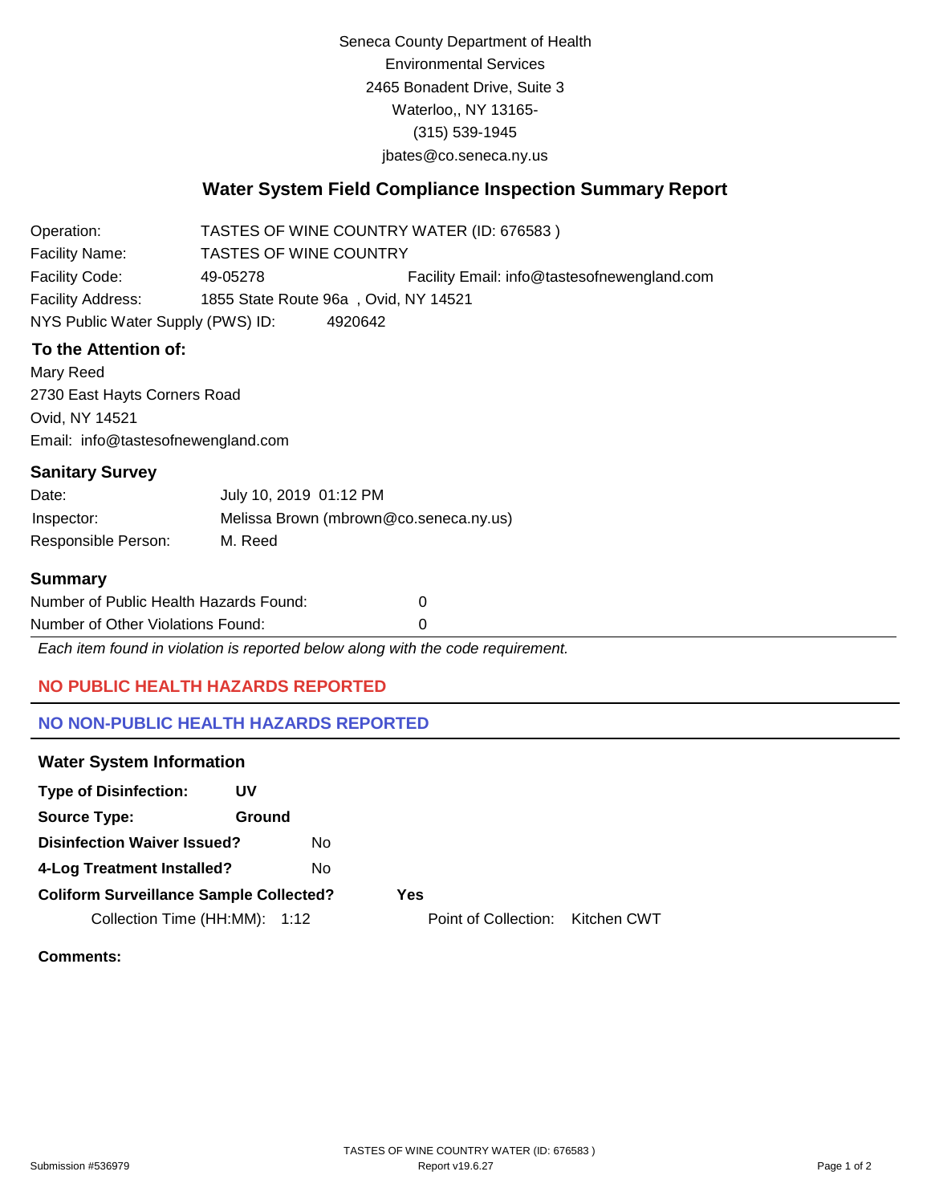Seneca County Department of Health
Environmental Services
2465 Bonadent Drive, Suite 3
Waterloo,, NY 13165-
(315) 539-1945
jbates@co.seneca.ny.us

# Water System Field Compliance Inspection Summary Report

Operation: TASTES OF WINE COUNTRY WATER (ID: 676583 )
Facility Name: TASTES OF WINE COUNTRY
Facility Code: 49-05278 Facility Email: info@tastesofnewengland.com
Facility Address: 1855 State Route 96a , Ovid, NY 14521
NYS Public Water Supply (PWS) ID: 4920642

## To the Attention of:

Mary Reed
2730 East Hayts Corners Road
Ovid, NY 14521
Email: info@tastesofnewengland.com

## Sanitary Survey

Date: July 10, 2019 01:12 PM
Inspector: Melissa Brown (mbrown@co.seneca.ny.us)
Responsible Person: M. Reed

## Summary

Number of Public Health Hazards Found: 0
Number of Other Violations Found: 0

*Each item found in violation is reported below along with the code requirement.*

### NO PUBLIC HEALTH HAZARDS REPORTED

### NO NON-PUBLIC HEALTH HAZARDS REPORTED

## Water System Information

**Type of Disinfection:** UV
**Source Type:** Ground
**Disinfection Waiver Issued?** No
**4-Log Treatment Installed?** No
**Coliform Surveillance Sample Collected?** Yes
Collection Time (HH:MM): 1:12 Point of Collection: Kitchen CWT

**Comments:**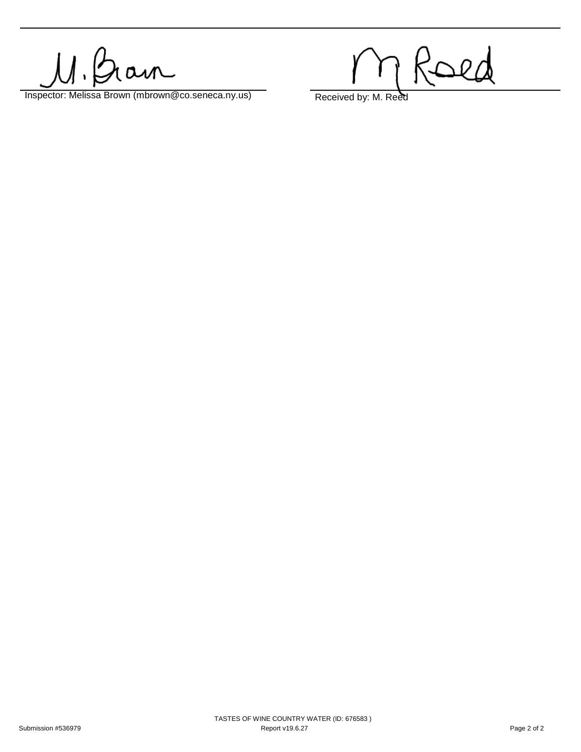M. Brown

Inspector: Melissa Brown (mbrown@co.seneca.ny.us)

M Reed

Received by: M. Reed